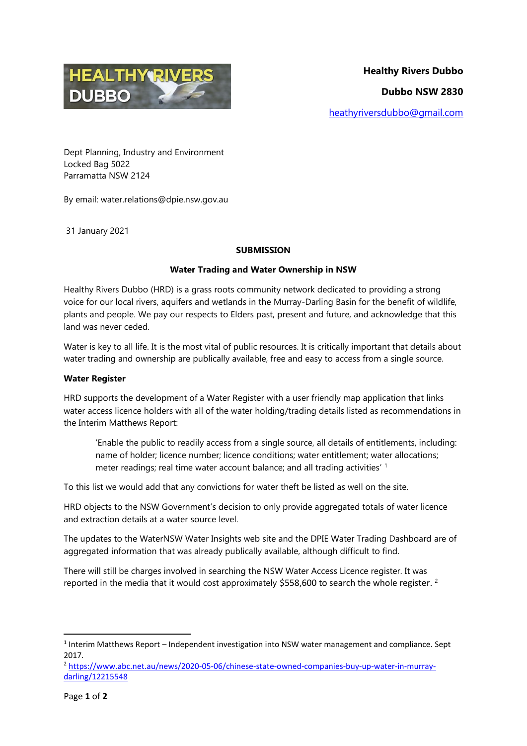**Healthy Rivers Dubbo**

**Dubbo NSW 2830**

heathyriversdubbo@gmail.com

Dept Planning, Industry and Environment
Locked Bag 5022
Parramatta NSW 2124

By email: water.relations@dpie.nsw.gov.au

31 January 2021

**SUBMISSION**

**Water Trading and Water Ownership in NSW**

Healthy Rivers Dubbo (HRD) is a grass roots community network dedicated to providing a strong voice for our local rivers, aquifers and wetlands in the Murray-Darling Basin for the benefit of wildlife, plants and people. We pay our respects to Elders past, present and future, and acknowledge that this land was never ceded.

Water is key to all life. It is the most vital of public resources. It is critically important that details about water trading and ownership are publically available, free and easy to access from a single source.

**Water Register**

HRD supports the development of a Water Register with a user friendly map application that links water access licence holders with all of the water holding/trading details listed as recommendations in the Interim Matthews Report:

> 'Enable the public to readily access from a single source, all details of entitlements, including: name of holder; licence number; licence conditions; water entitlement; water allocations; meter readings; real time water account balance; and all trading activities' [1]

To this list we would add that any convictions for water theft be listed as well on the site.

HRD objects to the NSW Government's decision to only provide aggregated totals of water licence and extraction details at a water source level.

The updates to the WaterNSW Water Insights web site and the DPIE Water Trading Dashboard are of aggregated information that was already publically available, although difficult to find.

There will still be charges involved in searching the NSW Water Access Licence register. It was reported in the media that it would cost approximately $558,600 to search the whole register. [2]

---

[1] Interim Matthews Report – Independent investigation into NSW water management and compliance. Sept 2017.

[2] https://www.abc.net.au/news/2020-05-06/chinese-state-owned-companies-buy-up-water-in-murray-darling/12215548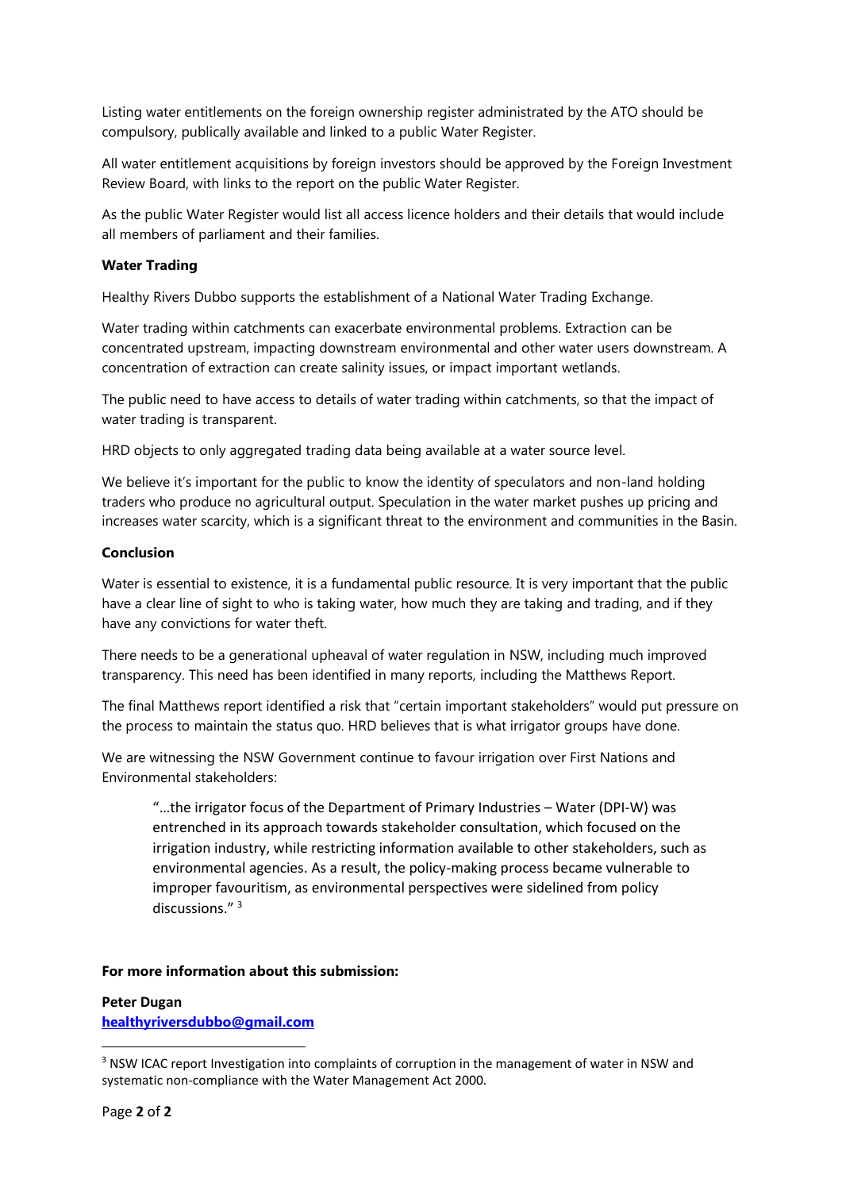Listing water entitlements on the foreign ownership register administrated by the ATO should be compulsory, publically available and linked to a public Water Register.

All water entitlement acquisitions by foreign investors should be approved by the Foreign Investment Review Board, with links to the report on the public Water Register.

As the public Water Register would list all access licence holders and their details that would include all members of parliament and their families.

**Water Trading**

Healthy Rivers Dubbo supports the establishment of a National Water Trading Exchange.

Water trading within catchments can exacerbate environmental problems. Extraction can be concentrated upstream, impacting downstream environmental and other water users downstream. A concentration of extraction can create salinity issues, or impact important wetlands.

The public need to have access to details of water trading within catchments, so that the impact of water trading is transparent.

HRD objects to only aggregated trading data being available at a water source level.

We believe it's important for the public to know the identity of speculators and non-land holding traders who produce no agricultural output. Speculation in the water market pushes up pricing and increases water scarcity, which is a significant threat to the environment and communities in the Basin.

**Conclusion**

Water is essential to existence, it is a fundamental public resource. It is very important that the public have a clear line of sight to who is taking water, how much they are taking and trading, and if they have any convictions for water theft.

There needs to be a generational upheaval of water regulation in NSW, including much improved transparency. This need has been identified in many reports, including the Matthews Report.

The final Matthews report identified a risk that "certain important stakeholders" would put pressure on the process to maintain the status quo. HRD believes that is what irrigator groups have done.

We are witnessing the NSW Government continue to favour irrigation over First Nations and Environmental stakeholders:

> "…the irrigator focus of the Department of Primary Industries – Water (DPI-W) was entrenched in its approach towards stakeholder consultation, which focused on the irrigation industry, while restricting information available to other stakeholders, such as environmental agencies. As a result, the policy-making process became vulnerable to improper favouritism, as environmental perspectives were sidelined from policy discussions." [3]

**For more information about this submission:**

**Peter Dugan**
**[healthyriversdubbo@gmail.com](mailto:healthyriversdubbo@gmail.com)**

---

[3] NSW ICAC report Investigation into complaints of corruption in the management of water in NSW and systematic non-compliance with the Water Management Act 2000.